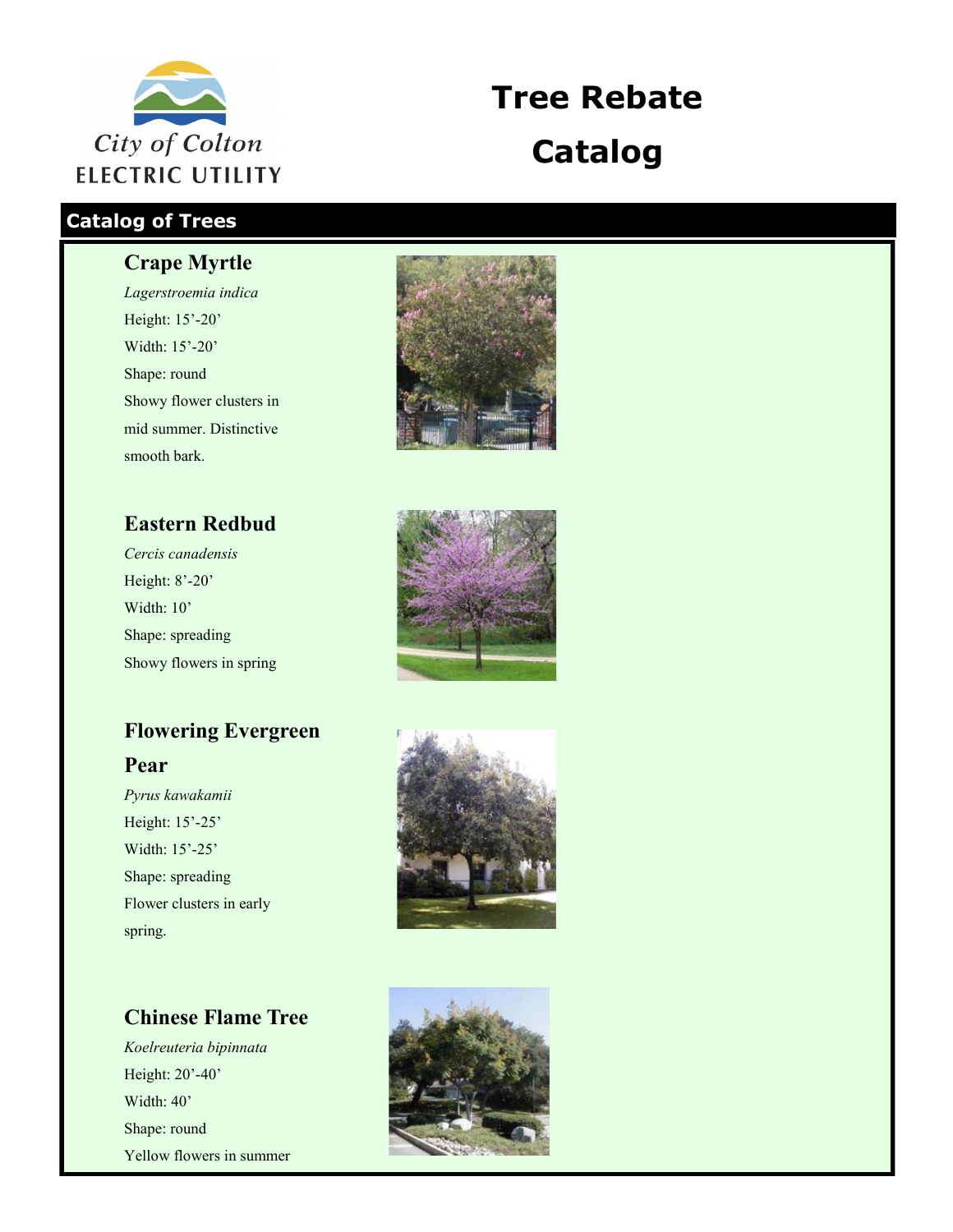City of Colton
ELECTRIC UTILITY

# Tree Rebate Catalog

## Catalog of Trees

### Crape Myrtle

*Lagerstroemia indica*

Height: 15'-20'

Width: 15'-20'

Shape: round

Showy flower clusters in mid summer. Distinctive smooth bark.

### Eastern Redbud

*Cercis canadensis*

Height: 8'-20'

Width: 10'

Shape: spreading

Showy flowers in spring

### Flowering Evergreen Pear

*Pyrus kawakamii*

Height: 15'-25'

Width: 15'-25'

Shape: spreading

Flower clusters in early spring.

### Chinese Flame Tree

*Koelreuteria bipinnata*

Height: 20'-40'

Width: 40'

Shape: round

Yellow flowers in summer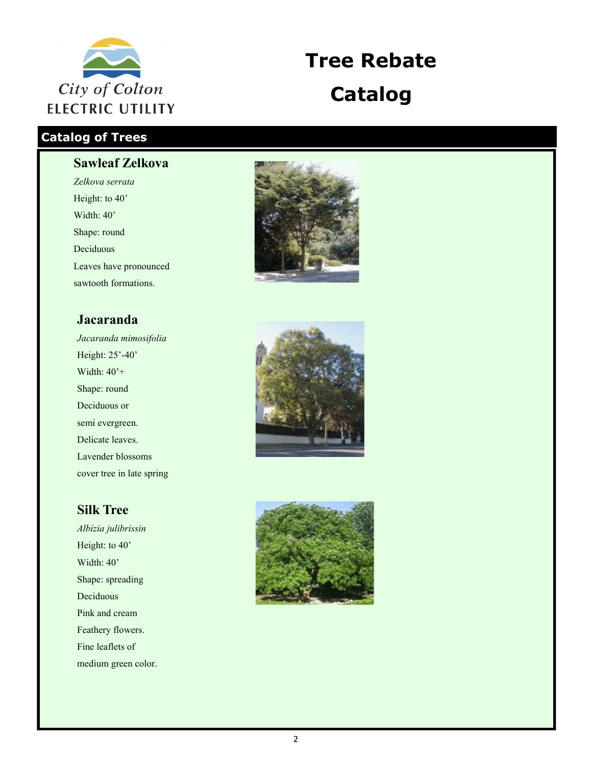City of Colton
ELECTRIC UTILITY

# Tree Rebate Catalog

## Catalog of Trees

### Sawleaf Zelkova

*Zelkova serrata*

Height: to 40’

Width: 40’

Shape: round

Deciduous

Leaves have pronounced sawtooth formations.

### Jacaranda

*Jacaranda mimosifolia*

Height: 25’-40’

Width: 40’+

Shape: round

Deciduous or semi evergreen.

Delicate leaves.

Lavender blossoms cover tree in late spring

### Silk Tree

*Albizia julibrissin*

Height: to 40’

Width: 40’

Shape: spreading

Deciduous

Pink and cream Feathery flowers.

Fine leaflets of medium green color.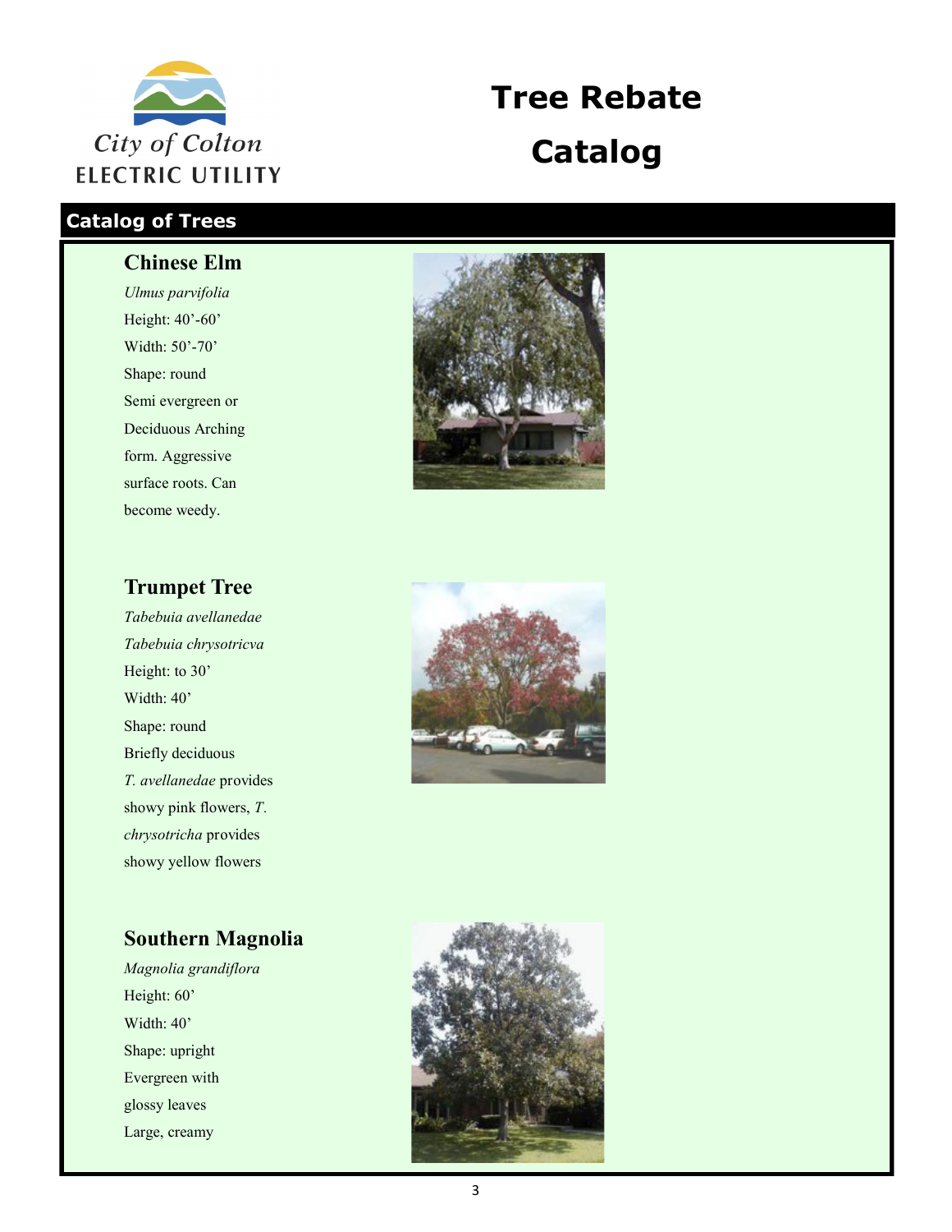City of Colton
ELECTRIC UTILITY

# Tree Rebate Catalog

## Catalog of Trees

### Chinese Elm

*Ulmus parvifolia*

Height: 40'-60'

Width: 50'-70'

Shape: round

Semi evergreen or Deciduous Arching form. Aggressive surface roots. Can become weedy.

### Trumpet Tree

*Tabebuia avellanedae*

*Tabebuia chrysotricva*

Height: to 30'

Width: 40'

Shape: round

Briefly deciduous

*T. avellanedae* provides showy pink flowers, *T. chrysotricha* provides showy yellow flowers

### Southern Magnolia

*Magnolia grandiflora*

Height: 60'

Width: 40'

Shape: upright

Evergreen with glossy leaves

Large, creamy